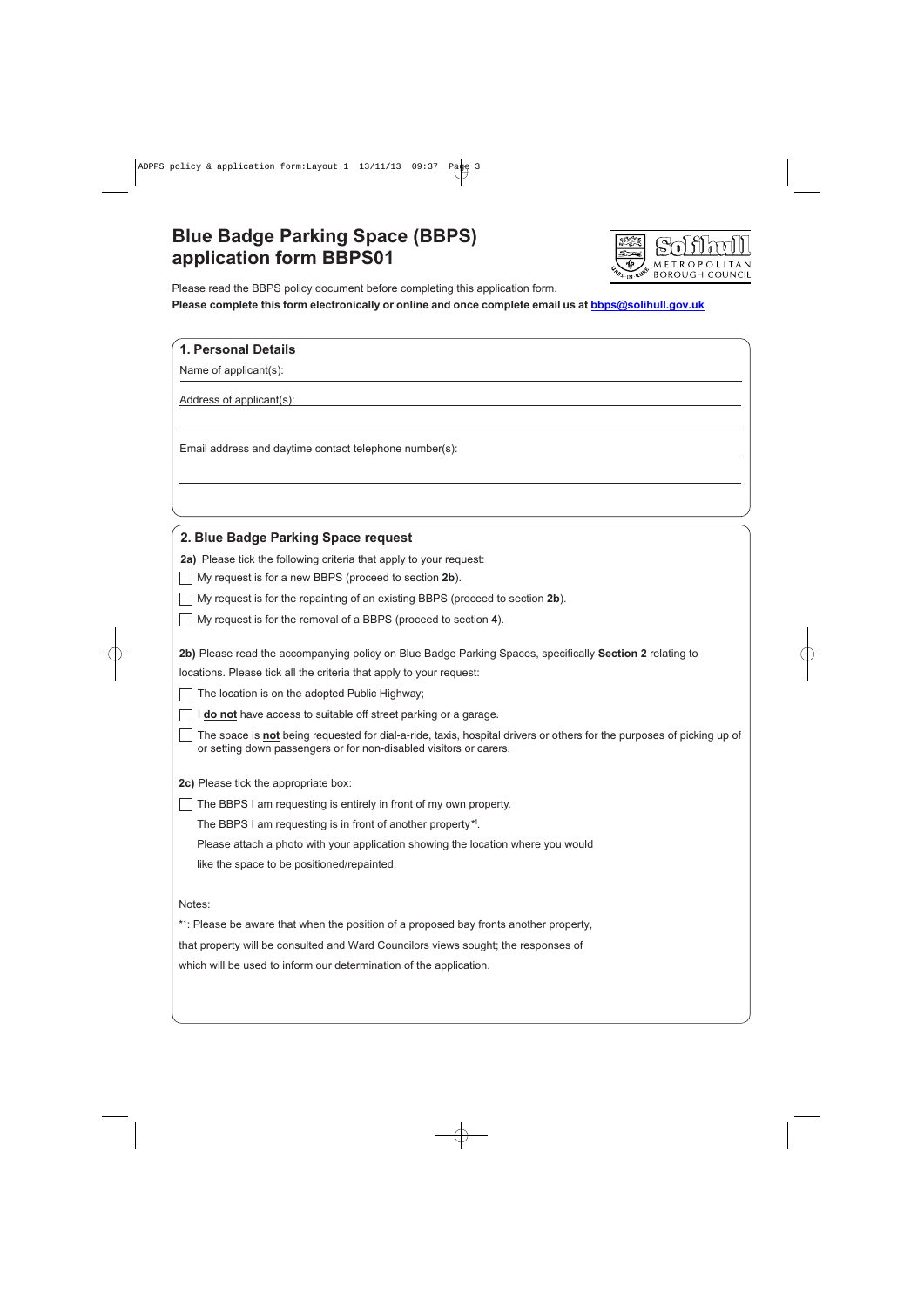# Blue Badge Parking Space (BBPS) application form BBPS01

Please read the BBPS policy document before completing this application form.

**Please complete this form electronically or online and once complete email us at bbps@solihull.gov.uk**

## 1. Personal Details

Name of applicant(s):

Address of applicant(s):

Email address and daytime contact telephone number(s):

## 2. Blue Badge Parking Space request

**2a)** Please tick the following criteria that apply to your request:

- ☐ My request is for a new BBPS (proceed to section **2b**).
- ☐ My request is for the repainting of an existing BBPS (proceed to section **2b**).
- ☐ My request is for the removal of a BBPS (proceed to section **4**).

**2b)** Please read the accompanying policy on Blue Badge Parking Spaces, specifically **Section 2** relating to locations. Please tick all the criteria that apply to your request:

- ☐ The location is on the adopted Public Highway;
- ☐ I **do not** have access to suitable off street parking or a garage.
- ☐ The space is **not** being requested for dial-a-ride, taxis, hospital drivers or others for the purposes of picking up of or setting down passengers or for non-disabled visitors or carers.

**2c)** Please tick the appropriate box:

- ☐ The BBPS I am requesting is entirely in front of my own property.

The BBPS I am requesting is in front of another property*[1].

Please attach a photo with your application showing the location where you would like the space to be positioned/repainted.

Notes:

*[1]: Please be aware that when the position of a proposed bay fronts another property, that property will be consulted and Ward Councilors views sought; the responses of which will be used to inform our determination of the application.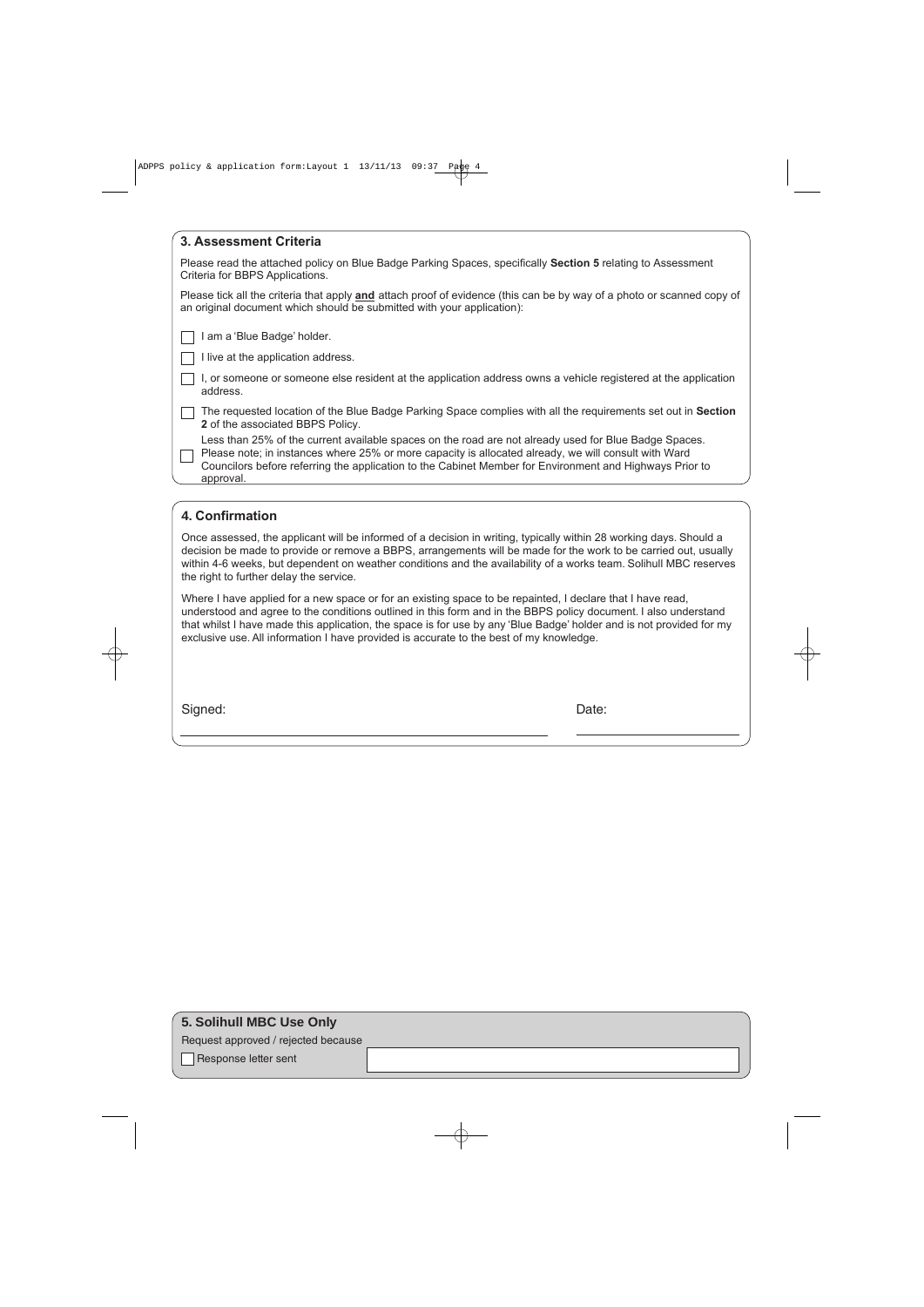## 3. Assessment Criteria

Please read the attached policy on Blue Badge Parking Spaces, specifically **Section 5** relating to Assessment Criteria for BBPS Applications.

Please tick all the criteria that apply **and** attach proof of evidence (this can be by way of a photo or scanned copy of an original document which should be submitted with your application):

- ☐ I am a 'Blue Badge' holder.
- ☐ I live at the application address.
- ☐ I, or someone or someone else resident at the application address owns a vehicle registered at the application address.
- ☐ The requested location of the Blue Badge Parking Space complies with all the requirements set out in **Section 2** of the associated BBPS Policy.
- ☐ Less than 25% of the current available spaces on the road are not already used for Blue Badge Spaces. Please note; in instances where 25% or more capacity is allocated already, we will consult with Ward Councilors before referring the application to the Cabinet Member for Environment and Highways Prior to approval.

## 4. Confirmation

Once assessed, the applicant will be informed of a decision in writing, typically within 28 working days. Should a decision be made to provide or remove a BBPS, arrangements will be made for the work to be carried out, usually within 4-6 weeks, but dependent on weather conditions and the availability of a works team. Solihull MBC reserves the right to further delay the service.

Where I have applied for a new space or for an existing space to be repainted, I declare that I have read, understood and agree to the conditions outlined in this form and in the BBPS policy document. I also understand that whilst I have made this application, the space is for use by any 'Blue Badge' holder and is not provided for my exclusive use. All information I have provided is accurate to the best of my knowledge.

Signed: ______________________________ Date: ______________

## 5. Solihull MBC Use Only

Request approved / rejected because

☐ Response letter sent